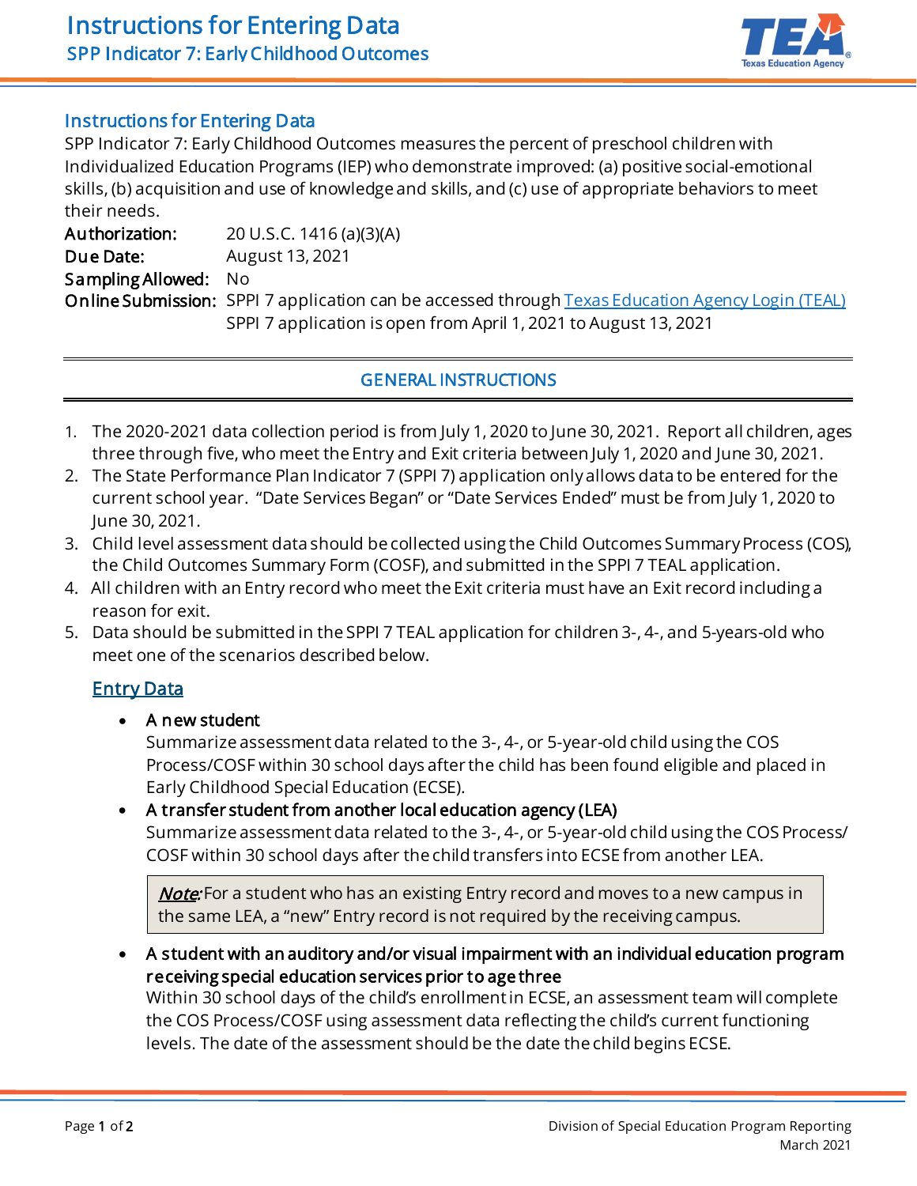# Instructions for Entering Data

## SPP Indicator 7: Early Childhood Outcomes

## Instructions for Entering Data

SPP Indicator 7: Early Childhood Outcomes measures the percent of preschool children with Individualized Education Programs (IEP) who demonstrate improved: (a) positive social-emotional skills, (b) acquisition and use of knowledge and skills, and (c) use of appropriate behaviors to meet their needs.

**Authorization:** 20 U.S.C. 1416 (a)(3)(A)
**Due Date:** August 13, 2021
**Sampling Allowed:** No
**Online Submission:** SPPI 7 application can be accessed through [Texas Education Agency Login (TEAL)]
SPPI 7 application is open from April 1, 2021 to August 13, 2021

## GENERAL INSTRUCTIONS

1. The 2020-2021 data collection period is from July 1, 2020 to June 30, 2021. Report all children, ages three through five, who meet the Entry and Exit criteria between July 1, 2020 and June 30, 2021.
2. The State Performance Plan Indicator 7 (SPPI 7) application only allows data to be entered for the current school year. "Date Services Began" or "Date Services Ended" must be from July 1, 2020 to June 30, 2021.
3. Child level assessment data should be collected using the Child Outcomes Summary Process (COS), the Child Outcomes Summary Form (COSF), and submitted in the SPPI 7 TEAL application.
4. All children with an Entry record who meet the Exit criteria must have an Exit record including a reason for exit.
5. Data should be submitted in the SPPI 7 TEAL application for children 3-, 4-, and 5-years-old who meet one of the scenarios described below.

### Entry Data

- **A new student**
  Summarize assessment data related to the 3-, 4-, or 5-year-old child using the COS Process/COSF within 30 school days after the child has been found eligible and placed in Early Childhood Special Education (ECSE).
- **A transfer student from another local education agency (LEA)**
  Summarize assessment data related to the 3-, 4-, or 5-year-old child using the COS Process/ COSF within 30 school days after the child transfers into ECSE from another LEA.

  > ***Note:*** For a student who has an existing Entry record and moves to a new campus in the same LEA, a "new" Entry record is not required by the receiving campus.

- **A student with an auditory and/or visual impairment with an individual education program receiving special education services prior to age three**
  Within 30 school days of the child's enrollment in ECSE, an assessment team will complete the COS Process/COSF using assessment data reflecting the child's current functioning levels. The date of the assessment should be the date the child begins ECSE.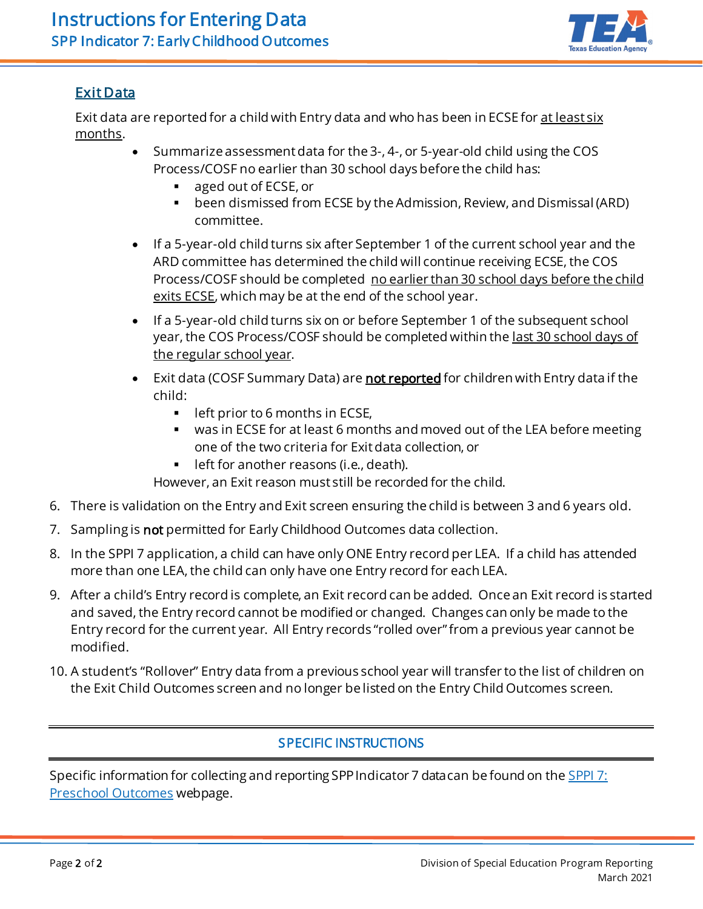## Exit Data

Exit data are reported for a child with Entry data and who has been in ECSE for at least six months.

- Summarize assessment data for the 3-, 4-, or 5-year-old child using the COS Process/COSF no earlier than 30 school days before the child has:
  - aged out of ECSE, or
  - been dismissed from ECSE by the Admission, Review, and Dismissal (ARD) committee.
- If a 5-year-old child turns six after September 1 of the current school year and the ARD committee has determined the child will continue receiving ECSE, the COS Process/COSF should be completed no earlier than 30 school days before the child exits ECSE, which may be at the end of the school year.
- If a 5-year-old child turns six on or before September 1 of the subsequent school year, the COS Process/COSF should be completed within the last 30 school days of the regular school year.
- Exit data (COSF Summary Data) are **not reported** for children with Entry data if the child:
  - left prior to 6 months in ECSE,
  - was in ECSE for at least 6 months and moved out of the LEA before meeting one of the two criteria for Exit data collection, or
  - left for another reasons (i.e., death).

  However, an Exit reason must still be recorded for the child.

6. There is validation on the Entry and Exit screen ensuring the child is between 3 and 6 years old.
7. Sampling is **not** permitted for Early Childhood Outcomes data collection.
8. In the SPPI 7 application, a child can have only ONE Entry record per LEA. If a child has attended more than one LEA, the child can only have one Entry record for each LEA.
9. After a child's Entry record is complete, an Exit record can be added. Once an Exit record is started and saved, the Entry record cannot be modified or changed. Changes can only be made to the Entry record for the current year. All Entry records "rolled over" from a previous year cannot be modified.
10. A student's "Rollover" Entry data from a previous school year will transfer to the list of children on the Exit Child Outcomes screen and no longer be listed on the Entry Child Outcomes screen.

## SPECIFIC INSTRUCTIONS

Specific information for collecting and reporting SPP Indicator 7 data can be found on the SPPI 7: Preschool Outcomes webpage.